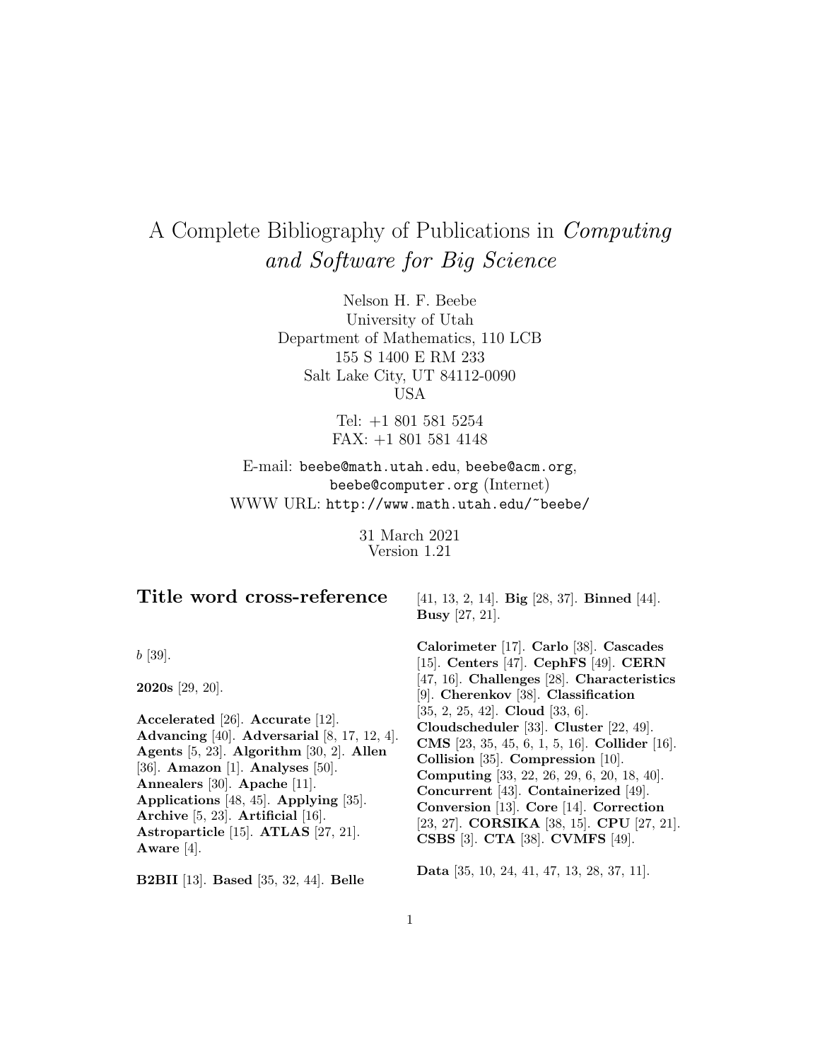# A Complete Bibliography of Publications in *Computing and Software for Big Science*

Nelson H. F. Beebe
University of Utah
Department of Mathematics, 110 LCB
155 S 1400 E RM 233
Salt Lake City, UT 84112-0090
USA

Tel: +1 801 581 5254
FAX: +1 801 581 4148

E-mail: beebe@math.utah.edu, beebe@acm.org, beebe@computer.org (Internet)
WWW URL: http://www.math.utah.edu/~beebe/

31 March 2021
Version 1.21

## Title word cross-reference

*b* [39].

**2020s** [29, 20].

**Accelerated** [26]. **Accurate** [12]. **Advancing** [40]. **Adversarial** [8, 17, 12, 4]. **Agents** [5, 23]. **Algorithm** [30, 2]. **Allen** [36]. **Amazon** [1]. **Analyses** [50]. **Annealers** [30]. **Apache** [11]. **Applications** [48, 45]. **Applying** [35]. **Archive** [5, 23]. **Artificial** [16]. **Astroparticle** [15]. **ATLAS** [27, 21]. **Aware** [4].

**B2BII** [13]. **Based** [35, 32, 44]. **Belle** [41, 13, 2, 14]. **Big** [28, 37]. **Binned** [44]. **Busy** [27, 21].

**Calorimeter** [17]. **Carlo** [38]. **Cascades** [15]. **Centers** [47]. **CephFS** [49]. **CERN** [47, 16]. **Challenges** [28]. **Characteristics** [9]. **Cherenkov** [38]. **Classification** [35, 2, 25, 42]. **Cloud** [33, 6]. **Cloudscheduler** [33]. **Cluster** [22, 49]. **CMS** [23, 35, 45, 6, 1, 5, 16]. **Collider** [16]. **Collision** [35]. **Compression** [10]. **Computing** [33, 22, 26, 29, 6, 20, 18, 40]. **Concurrent** [43]. **Containerized** [49]. **Conversion** [13]. **Core** [14]. **Correction** [23, 27]. **CORSIKA** [38, 15]. **CPU** [27, 21]. **CSBS** [3]. **CTA** [38]. **CVMFS** [49].

**Data** [35, 10, 24, 41, 47, 13, 28, 37, 11].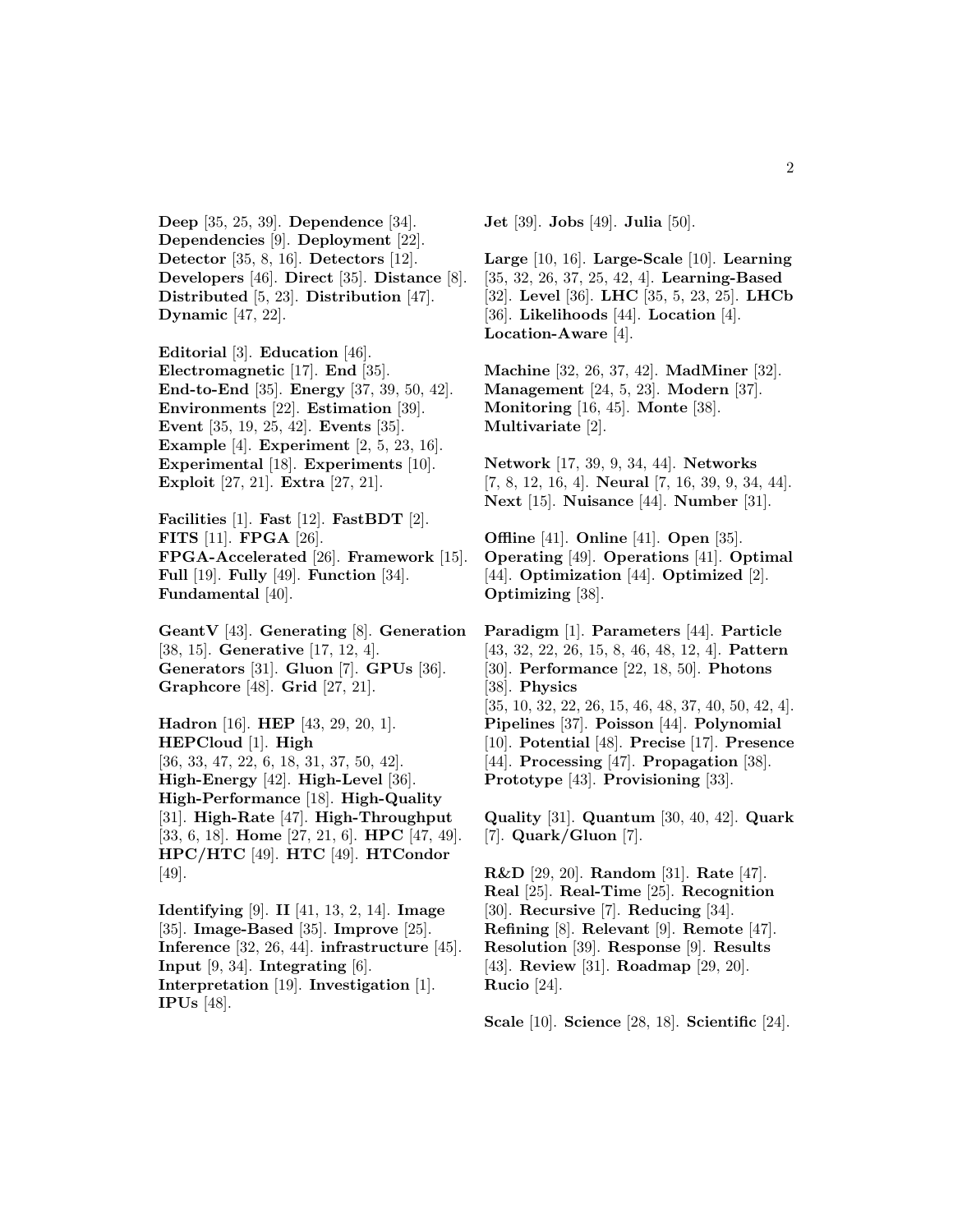**Deep** [35, 25, 39]. **Dependence** [34]. **Dependencies** [9]. **Deployment** [22]. **Detector** [35, 8, 16]. **Detectors** [12]. **Developers** [46]. **Direct** [35]. **Distance** [8]. **Distributed** [5, 23]. **Distribution** [47]. **Dynamic** [47, 22].

**Editorial** [3]. **Education** [46]. **Electromagnetic** [17]. **End** [35]. **End-to-End** [35]. **Energy** [37, 39, 50, 42]. **Environments** [22]. **Estimation** [39]. **Event** [35, 19, 25, 42]. **Events** [35]. **Example** [4]. **Experiment** [2, 5, 23, 16]. **Experimental** [18]. **Experiments** [10]. **Exploit** [27, 21]. **Extra** [27, 21].

**Facilities** [1]. **Fast** [12]. **FastBDT** [2]. **FITS** [11]. **FPGA** [26]. **FPGA-Accelerated** [26]. **Framework** [15]. **Full** [19]. **Fully** [49]. **Function** [34]. **Fundamental** [40].

**GeantV** [43]. **Generating** [8]. **Generation** [38, 15]. **Generative** [17, 12, 4]. **Generators** [31]. **Gluon** [7]. **GPUs** [36]. **Graphcore** [48]. **Grid** [27, 21].

**Hadron** [16]. **HEP** [43, 29, 20, 1]. **HEPCloud** [1]. **High** [36, 33, 47, 22, 6, 18, 31, 37, 50, 42]. **High-Energy** [42]. **High-Level** [36]. **High-Performance** [18]. **High-Quality** [31]. **High-Rate** [47]. **High-Throughput** [33, 6, 18]. **Home** [27, 21, 6]. **HPC** [47, 49]. **HPC/HTC** [49]. **HTC** [49]. **HTCondor** [49].

**Identifying** [9]. **II** [41, 13, 2, 14]. **Image** [35]. **Image-Based** [35]. **Improve** [25]. **Inference** [32, 26, 44]. **infrastructure** [45]. **Input** [9, 34]. **Integrating** [6]. **Interpretation** [19]. **Investigation** [1]. **IPUs** [48].

**Jet** [39]. **Jobs** [49]. **Julia** [50].

**Large** [10, 16]. **Large-Scale** [10]. **Learning** [35, 32, 26, 37, 25, 42, 4]. **Learning-Based** [32]. **Level** [36]. **LHC** [35, 5, 23, 25]. **LHCb** [36]. **Likelihoods** [44]. **Location** [4]. **Location-Aware** [4].

**Machine** [32, 26, 37, 42]. **MadMiner** [32]. **Management** [24, 5, 23]. **Modern** [37]. **Monitoring** [16, 45]. **Monte** [38]. **Multivariate** [2].

**Network** [17, 39, 9, 34, 44]. **Networks** [7, 8, 12, 16, 4]. **Neural** [7, 16, 39, 9, 34, 44]. **Next** [15]. **Nuisance** [44]. **Number** [31].

**Offline** [41]. **Online** [41]. **Open** [35]. **Operating** [49]. **Operations** [41]. **Optimal** [44]. **Optimization** [44]. **Optimized** [2]. **Optimizing** [38].

**Paradigm** [1]. **Parameters** [44]. **Particle** [43, 32, 22, 26, 15, 8, 46, 48, 12, 4]. **Pattern** [30]. **Performance** [22, 18, 50]. **Photons** [38]. **Physics** [35, 10, 32, 22, 26, 15, 46, 48, 37, 40, 50, 42, 4]. **Pipelines** [37]. **Poisson** [44]. **Polynomial** [10]. **Potential** [48]. **Precise** [17]. **Presence** [44]. **Processing** [47]. **Propagation** [38]. **Prototype** [43]. **Provisioning** [33].

**Quality** [31]. **Quantum** [30, 40, 42]. **Quark** [7]. **Quark/Gluon** [7].

**R&D** [29, 20]. **Random** [31]. **Rate** [47]. **Real** [25]. **Real-Time** [25]. **Recognition** [30]. **Recursive** [7]. **Reducing** [34]. **Refining** [8]. **Relevant** [9]. **Remote** [47]. **Resolution** [39]. **Response** [9]. **Results** [43]. **Review** [31]. **Roadmap** [29, 20]. **Rucio** [24].

**Scale** [10]. **Science** [28, 18]. **Scientific** [24].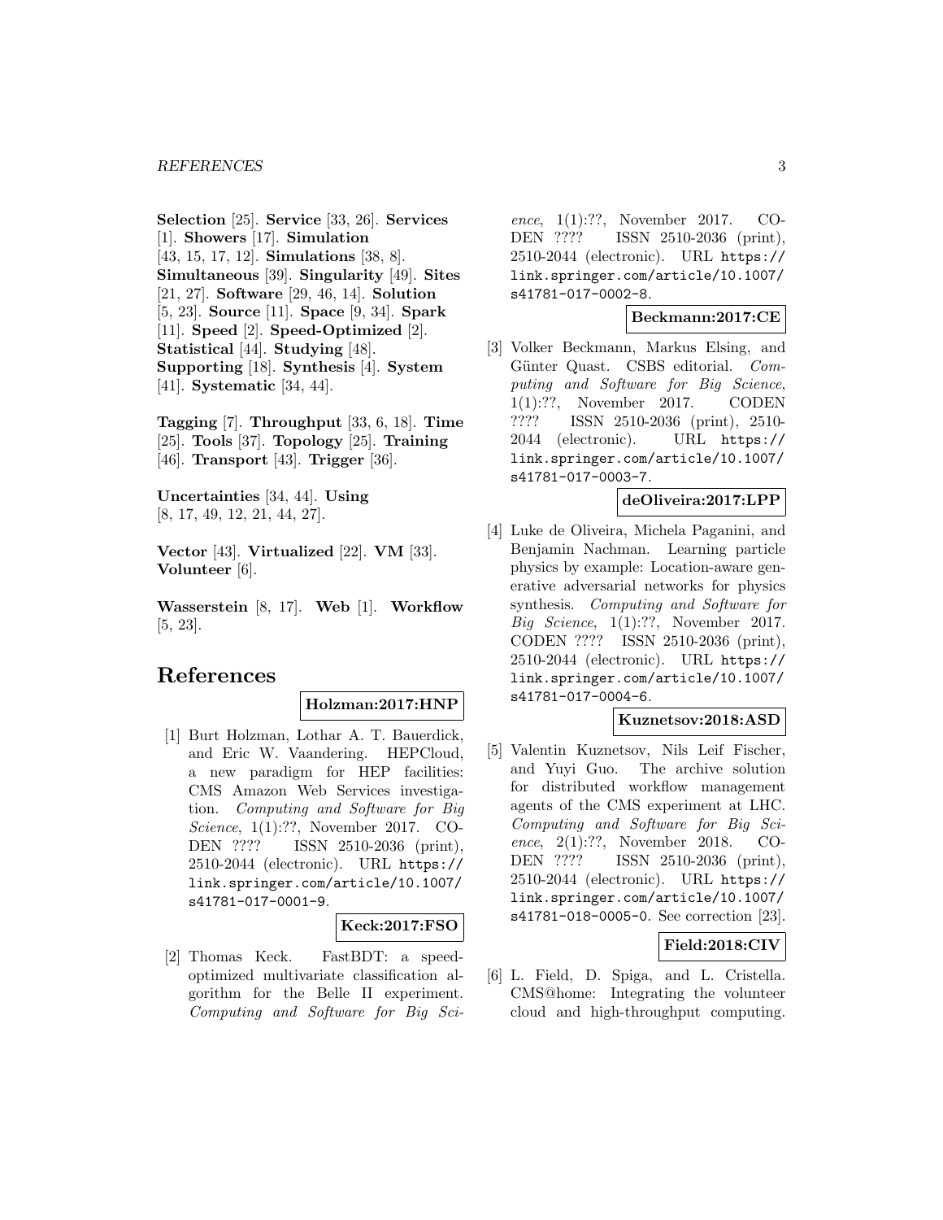**Selection** [25]. **Service** [33, 26]. **Services** [1]. **Showers** [17]. **Simulation** [43, 15, 17, 12]. **Simulations** [38, 8]. **Simultaneous** [39]. **Singularity** [49]. **Sites** [21, 27]. **Software** [29, 46, 14]. **Solution** [5, 23]. **Source** [11]. **Space** [9, 34]. **Spark** [11]. **Speed** [2]. **Speed-Optimized** [2]. **Statistical** [44]. **Studying** [48]. **Supporting** [18]. **Synthesis** [4]. **System** [41]. **Systematic** [34, 44].

**Tagging** [7]. **Throughput** [33, 6, 18]. **Time** [25]. **Tools** [37]. **Topology** [25]. **Training** [46]. **Transport** [43]. **Trigger** [36].

**Uncertainties** [34, 44]. **Using** [8, 17, 49, 12, 21, 44, 27].

**Vector** [43]. **Virtualized** [22]. **VM** [33]. **Volunteer** [6].

**Wasserstein** [8, 17]. **Web** [1]. **Workflow** [5, 23].

# References

**Holzman:2017:HNP**

[1] Burt Holzman, Lothar A. T. Bauerdick, and Eric W. Vaandering. HEPCloud, a new paradigm for HEP facilities: CMS Amazon Web Services investigation. *Computing and Software for Big Science*, 1(1):??, November 2017. CODEN ???? ISSN 2510-2036 (print), 2510-2044 (electronic). URL https://link.springer.com/article/10.1007/s41781-017-0001-9.

**Keck:2017:FSO**

[2] Thomas Keck. FastBDT: a speed-optimized multivariate classification algorithm for the Belle II experiment. *Computing and Software for Big Science*, 1(1):??, November 2017. CODEN ???? ISSN 2510-2036 (print), 2510-2044 (electronic). URL https://link.springer.com/article/10.1007/s41781-017-0002-8.

**Beckmann:2017:CE**

[3] Volker Beckmann, Markus Elsing, and Günter Quast. CSBS editorial. *Computing and Software for Big Science*, 1(1):??, November 2017. CODEN ???? ISSN 2510-2036 (print), 2510-2044 (electronic). URL https://link.springer.com/article/10.1007/s41781-017-0003-7.

**deOliveira:2017:LPP**

[4] Luke de Oliveira, Michela Paganini, and Benjamin Nachman. Learning particle physics by example: Location-aware generative adversarial networks for physics synthesis. *Computing and Software for Big Science*, 1(1):??, November 2017. CODEN ???? ISSN 2510-2036 (print), 2510-2044 (electronic). URL https://link.springer.com/article/10.1007/s41781-017-0004-6.

**Kuznetsov:2018:ASD**

[5] Valentin Kuznetsov, Nils Leif Fischer, and Yuyi Guo. The archive solution for distributed workflow management agents of the CMS experiment at LHC. *Computing and Software for Big Science*, 2(1):??, November 2018. CODEN ???? ISSN 2510-2036 (print), 2510-2044 (electronic). URL https://link.springer.com/article/10.1007/s41781-018-0005-0. See correction [23].

**Field:2018:CIV**

[6] L. Field, D. Spiga, and L. Cristella. CMS@home: Integrating the volunteer cloud and high-throughput computing.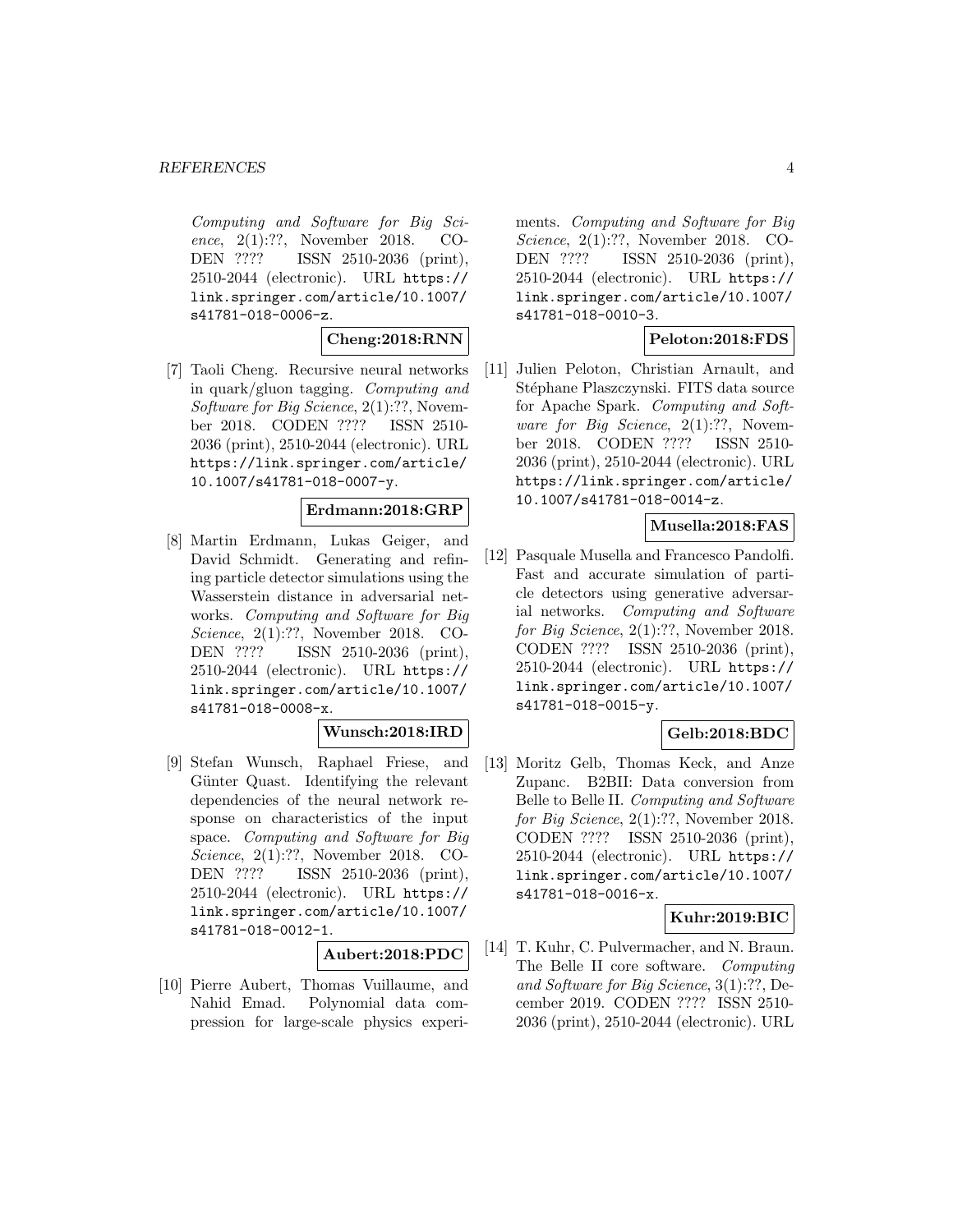*Computing and Software for Big Science*, 2(1):??, November 2018. CODEN ???? ISSN 2510-2036 (print), 2510-2044 (electronic). URL https://link.springer.com/article/10.1007/s41781-018-0006-z.

**Cheng:2018:RNN**

[7] Taoli Cheng. Recursive neural networks in quark/gluon tagging. *Computing and Software for Big Science*, 2(1):??, November 2018. CODEN ???? ISSN 2510-2036 (print), 2510-2044 (electronic). URL https://link.springer.com/article/10.1007/s41781-018-0007-y.

**Erdmann:2018:GRP**

[8] Martin Erdmann, Lukas Geiger, and David Schmidt. Generating and refining particle detector simulations using the Wasserstein distance in adversarial networks. *Computing and Software for Big Science*, 2(1):??, November 2018. CODEN ???? ISSN 2510-2036 (print), 2510-2044 (electronic). URL https://link.springer.com/article/10.1007/s41781-018-0008-x.

**Wunsch:2018:IRD**

[9] Stefan Wunsch, Raphael Friese, and Günter Quast. Identifying the relevant dependencies of the neural network response on characteristics of the input space. *Computing and Software for Big Science*, 2(1):??, November 2018. CODEN ???? ISSN 2510-2036 (print), 2510-2044 (electronic). URL https://link.springer.com/article/10.1007/s41781-018-0012-1.

**Aubert:2018:PDC**

[10] Pierre Aubert, Thomas Vuillaume, and Nahid Emad. Polynomial data compression for large-scale physics experiments. *Computing and Software for Big Science*, 2(1):??, November 2018. CODEN ???? ISSN 2510-2036 (print), 2510-2044 (electronic). URL https://link.springer.com/article/10.1007/s41781-018-0010-3.

**Peloton:2018:FDS**

[11] Julien Peloton, Christian Arnault, and Stéphane Plaszczynski. FITS data source for Apache Spark. *Computing and Software for Big Science*, 2(1):??, November 2018. CODEN ???? ISSN 2510-2036 (print), 2510-2044 (electronic). URL https://link.springer.com/article/10.1007/s41781-018-0014-z.

**Musella:2018:FAS**

[12] Pasquale Musella and Francesco Pandolfi. Fast and accurate simulation of particle detectors using generative adversarial networks. *Computing and Software for Big Science*, 2(1):??, November 2018. CODEN ???? ISSN 2510-2036 (print), 2510-2044 (electronic). URL https://link.springer.com/article/10.1007/s41781-018-0015-y.

**Gelb:2018:BDC**

[13] Moritz Gelb, Thomas Keck, and Anze Zupanc. B2BII: Data conversion from Belle to Belle II. *Computing and Software for Big Science*, 2(1):??, November 2018. CODEN ???? ISSN 2510-2036 (print), 2510-2044 (electronic). URL https://link.springer.com/article/10.1007/s41781-018-0016-x.

**Kuhr:2019:BIC**

[14] T. Kuhr, C. Pulvermacher, and N. Braun. The Belle II core software. *Computing and Software for Big Science*, 3(1):??, December 2019. CODEN ???? ISSN 2510-2036 (print), 2510-2044 (electronic). URL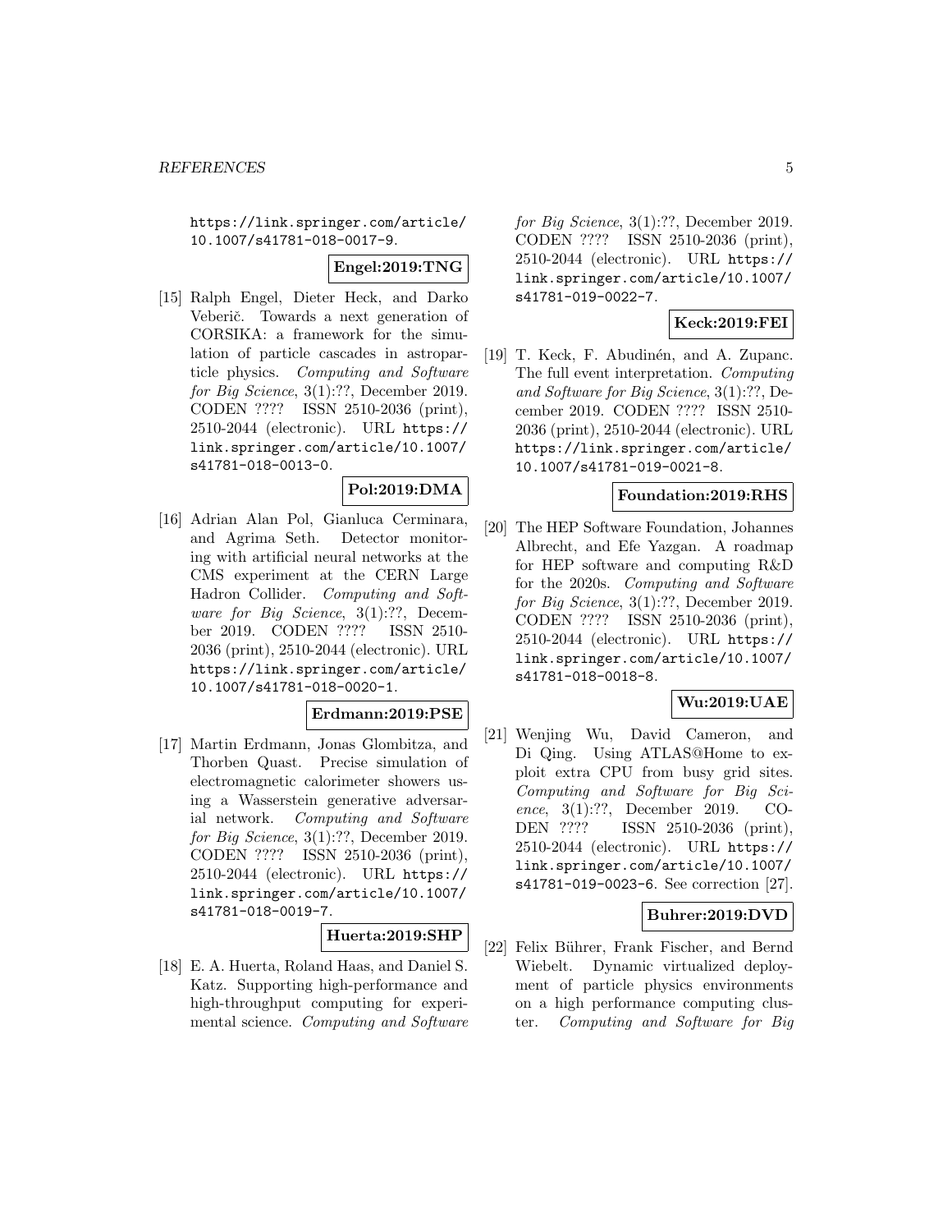https://link.springer.com/article/10.1007/s41781-018-0017-9.

**Engel:2019:TNG**

[15] Ralph Engel, Dieter Heck, and Darko Veberič. Towards a next generation of CORSIKA: a framework for the simulation of particle cascades in astroparticle physics. *Computing and Software for Big Science*, 3(1):??, December 2019. CODEN ???? ISSN 2510-2036 (print), 2510-2044 (electronic). URL https://link.springer.com/article/10.1007/s41781-018-0013-0.

**Pol:2019:DMA**

[16] Adrian Alan Pol, Gianluca Cerminara, and Agrima Seth. Detector monitoring with artificial neural networks at the CMS experiment at the CERN Large Hadron Collider. *Computing and Software for Big Science*, 3(1):??, December 2019. CODEN ???? ISSN 2510-2036 (print), 2510-2044 (electronic). URL https://link.springer.com/article/10.1007/s41781-018-0020-1.

**Erdmann:2019:PSE**

[17] Martin Erdmann, Jonas Glombitza, and Thorben Quast. Precise simulation of electromagnetic calorimeter showers using a Wasserstein generative adversarial network. *Computing and Software for Big Science*, 3(1):??, December 2019. CODEN ???? ISSN 2510-2036 (print), 2510-2044 (electronic). URL https://link.springer.com/article/10.1007/s41781-018-0019-7.

**Huerta:2019:SHP**

[18] E. A. Huerta, Roland Haas, and Daniel S. Katz. Supporting high-performance and high-throughput computing for experimental science. *Computing and Software for Big Science*, 3(1):??, December 2019. CODEN ???? ISSN 2510-2036 (print), 2510-2044 (electronic). URL https://link.springer.com/article/10.1007/s41781-019-0022-7.

**Keck:2019:FEI**

[19] T. Keck, F. Abudinén, and A. Zupanc. The full event interpretation. *Computing and Software for Big Science*, 3(1):??, December 2019. CODEN ???? ISSN 2510-2036 (print), 2510-2044 (electronic). URL https://link.springer.com/article/10.1007/s41781-019-0021-8.

**Foundation:2019:RHS**

[20] The HEP Software Foundation, Johannes Albrecht, and Efe Yazgan. A roadmap for HEP software and computing R&D for the 2020s. *Computing and Software for Big Science*, 3(1):??, December 2019. CODEN ???? ISSN 2510-2036 (print), 2510-2044 (electronic). URL https://link.springer.com/article/10.1007/s41781-018-0018-8.

**Wu:2019:UAE**

[21] Wenjing Wu, David Cameron, and Di Qing. Using ATLAS@Home to exploit extra CPU from busy grid sites. *Computing and Software for Big Science*, 3(1):??, December 2019. CODEN ???? ISSN 2510-2036 (print), 2510-2044 (electronic). URL https://link.springer.com/article/10.1007/s41781-019-0023-6. See correction [27].

**Buhrer:2019:DVD**

[22] Felix Bührer, Frank Fischer, and Bernd Wiebelt. Dynamic virtualized deployment of particle physics environments on a high performance computing cluster. *Computing and Software for Big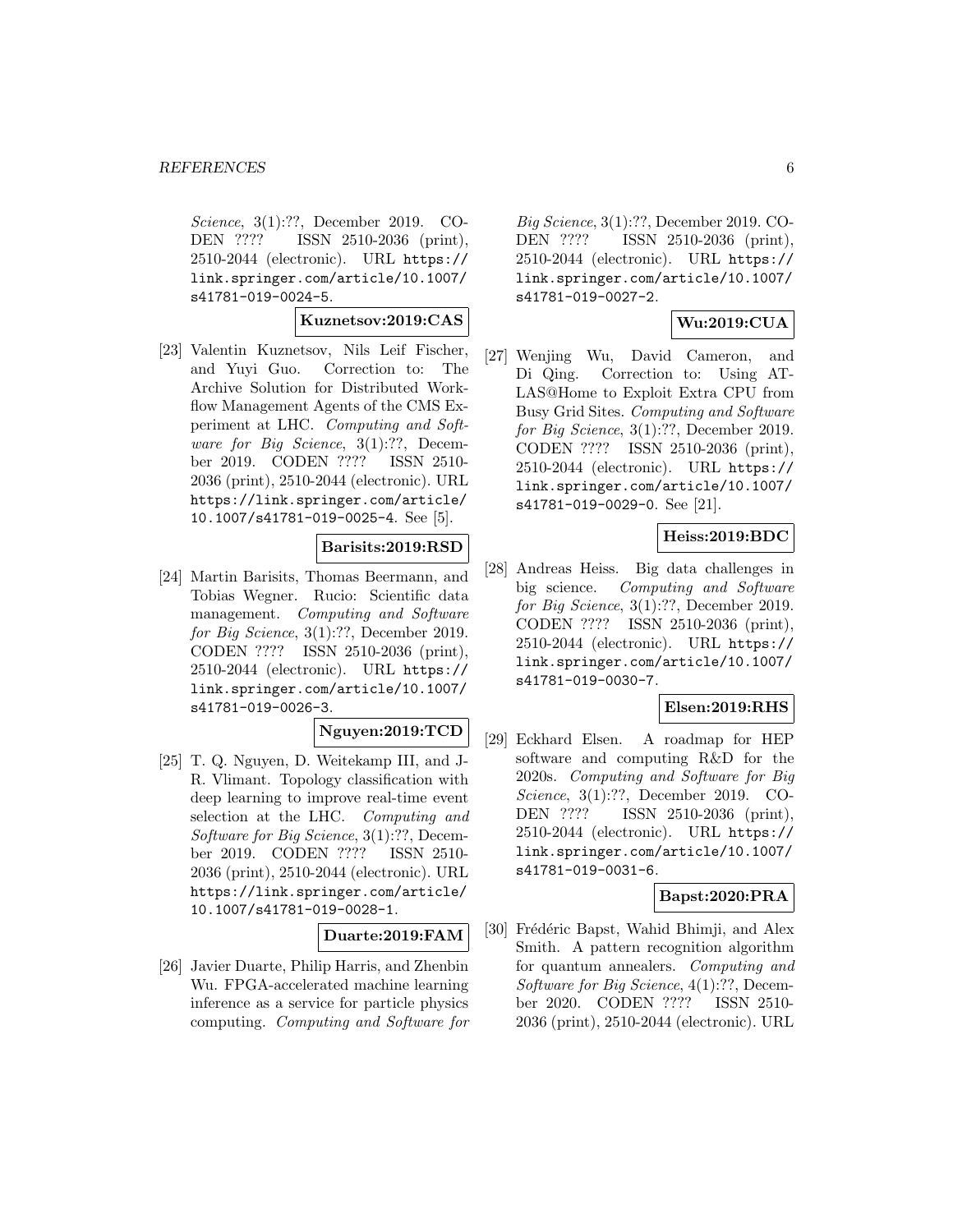*Science*, 3(1):??, December 2019. CODEN ???? ISSN 2510-2036 (print), 2510-2044 (electronic). URL https://link.springer.com/article/10.1007/s41781-019-0024-5.

**Kuznetsov:2019:CAS**

[23] Valentin Kuznetsov, Nils Leif Fischer, and Yuyi Guo. Correction to: The Archive Solution for Distributed Workflow Management Agents of the CMS Experiment at LHC. *Computing and Software for Big Science*, 3(1):??, December 2019. CODEN ???? ISSN 2510-2036 (print), 2510-2044 (electronic). URL https://link.springer.com/article/10.1007/s41781-019-0025-4. See [5].

**Barisits:2019:RSD**

[24] Martin Barisits, Thomas Beermann, and Tobias Wegner. Rucio: Scientific data management. *Computing and Software for Big Science*, 3(1):??, December 2019. CODEN ???? ISSN 2510-2036 (print), 2510-2044 (electronic). URL https://link.springer.com/article/10.1007/s41781-019-0026-3.

**Nguyen:2019:TCD**

[25] T. Q. Nguyen, D. Weitekamp III, and J-R. Vlimant. Topology classification with deep learning to improve real-time event selection at the LHC. *Computing and Software for Big Science*, 3(1):??, December 2019. CODEN ???? ISSN 2510-2036 (print), 2510-2044 (electronic). URL https://link.springer.com/article/10.1007/s41781-019-0028-1.

**Duarte:2019:FAM**

[26] Javier Duarte, Philip Harris, and Zhenbin Wu. FPGA-accelerated machine learning inference as a service for particle physics computing. *Computing and Software for Big Science*, 3(1):??, December 2019. CODEN ???? ISSN 2510-2036 (print), 2510-2044 (electronic). URL https://link.springer.com/article/10.1007/s41781-019-0027-2.

**Wu:2019:CUA**

[27] Wenjing Wu, David Cameron, and Di Qing. Correction to: Using ATLAS@Home to Exploit Extra CPU from Busy Grid Sites. *Computing and Software for Big Science*, 3(1):??, December 2019. CODEN ???? ISSN 2510-2036 (print), 2510-2044 (electronic). URL https://link.springer.com/article/10.1007/s41781-019-0029-0. See [21].

**Heiss:2019:BDC**

[28] Andreas Heiss. Big data challenges in big science. *Computing and Software for Big Science*, 3(1):??, December 2019. CODEN ???? ISSN 2510-2036 (print), 2510-2044 (electronic). URL https://link.springer.com/article/10.1007/s41781-019-0030-7.

**Elsen:2019:RHS**

[29] Eckhard Elsen. A roadmap for HEP software and computing R&D for the 2020s. *Computing and Software for Big Science*, 3(1):??, December 2019. CODEN ???? ISSN 2510-2036 (print), 2510-2044 (electronic). URL https://link.springer.com/article/10.1007/s41781-019-0031-6.

**Bapst:2020:PRA**

[30] Frédéric Bapst, Wahid Bhimji, and Alex Smith. A pattern recognition algorithm for quantum annealers. *Computing and Software for Big Science*, 4(1):??, December 2020. CODEN ???? ISSN 2510-2036 (print), 2510-2044 (electronic). URL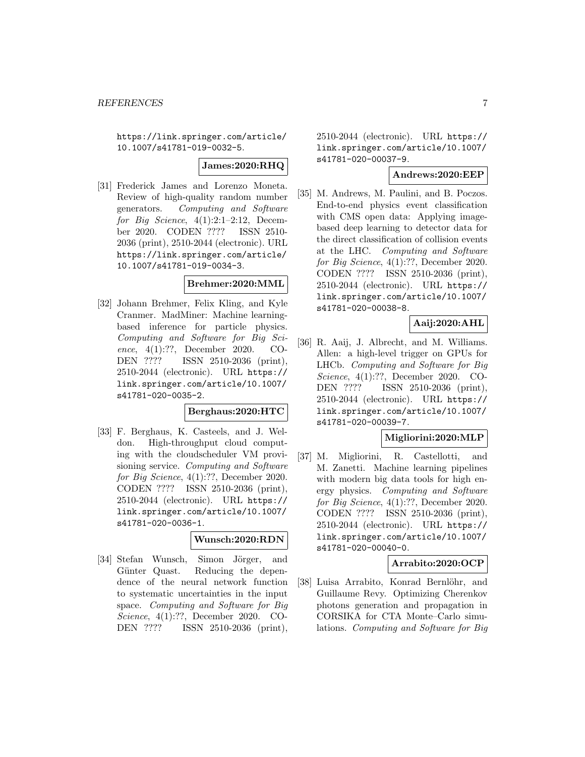https://link.springer.com/article/10.1007/s41781-019-0032-5.

**James:2020:RHQ**

[31] Frederick James and Lorenzo Moneta. Review of high-quality random number generators. *Computing and Software for Big Science*, 4(1):2:1–2:12, December 2020. CODEN ???? ISSN 2510-2036 (print), 2510-2044 (electronic). URL https://link.springer.com/article/10.1007/s41781-019-0034-3.

**Brehmer:2020:MML**

[32] Johann Brehmer, Felix Kling, and Kyle Cranmer. MadMiner: Machine learning-based inference for particle physics. *Computing and Software for Big Science*, 4(1):??, December 2020. CODEN ???? ISSN 2510-2036 (print), 2510-2044 (electronic). URL https://link.springer.com/article/10.1007/s41781-020-0035-2.

**Berghaus:2020:HTC**

[33] F. Berghaus, K. Casteels, and J. Weldon. High-throughput cloud computing with the cloudscheduler VM provisioning service. *Computing and Software for Big Science*, 4(1):??, December 2020. CODEN ???? ISSN 2510-2036 (print), 2510-2044 (electronic). URL https://link.springer.com/article/10.1007/s41781-020-0036-1.

**Wunsch:2020:RDN**

[34] Stefan Wunsch, Simon Jörger, and Günter Quast. Reducing the dependence of the neural network function to systematic uncertainties in the input space. *Computing and Software for Big Science*, 4(1):??, December 2020. CODEN ???? ISSN 2510-2036 (print), 2510-2044 (electronic). URL https://link.springer.com/article/10.1007/s41781-020-00037-9.

**Andrews:2020:EEP**

[35] M. Andrews, M. Paulini, and B. Poczos. End-to-end physics event classification with CMS open data: Applying image-based deep learning to detector data for the direct classification of collision events at the LHC. *Computing and Software for Big Science*, 4(1):??, December 2020. CODEN ???? ISSN 2510-2036 (print), 2510-2044 (electronic). URL https://link.springer.com/article/10.1007/s41781-020-00038-8.

**Aaij:2020:AHL**

[36] R. Aaij, J. Albrecht, and M. Williams. Allen: a high-level trigger on GPUs for LHCb. *Computing and Software for Big Science*, 4(1):??, December 2020. CODEN ???? ISSN 2510-2036 (print), 2510-2044 (electronic). URL https://link.springer.com/article/10.1007/s41781-020-00039-7.

**Migliorini:2020:MLP**

[37] M. Migliorini, R. Castellotti, and M. Zanetti. Machine learning pipelines with modern big data tools for high energy physics. *Computing and Software for Big Science*, 4(1):??, December 2020. CODEN ???? ISSN 2510-2036 (print), 2510-2044 (electronic). URL https://link.springer.com/article/10.1007/s41781-020-00040-0.

**Arrabito:2020:OCP**

[38] Luisa Arrabito, Konrad Bernlöhr, and Guillaume Revy. Optimizing Cherenkov photons generation and propagation in CORSIKA for CTA Monte–Carlo simulations. *Computing and Software for Big*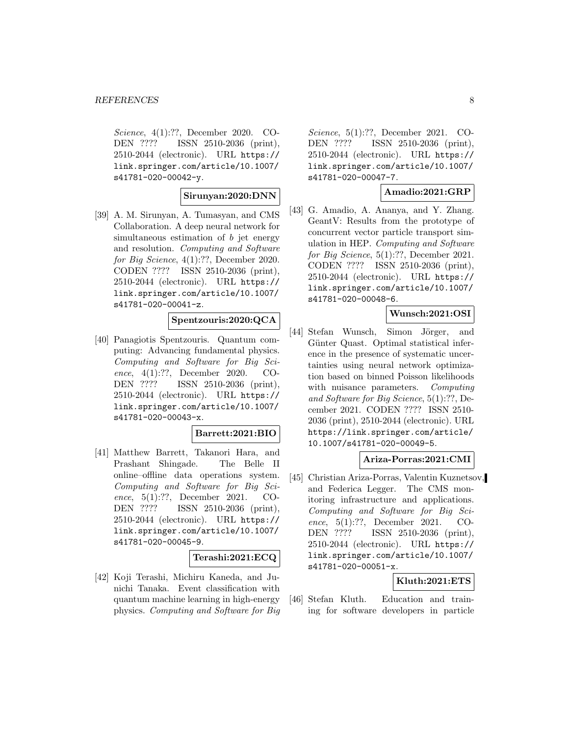*Science*, 4(1):??, December 2020. CODEN ???? ISSN 2510-2036 (print), 2510-2044 (electronic). URL https://link.springer.com/article/10.1007/s41781-020-00042-y.

**Sirunyan:2020:DNN**

[39] A. M. Sirunyan, A. Tumasyan, and CMS Collaboration. A deep neural network for simultaneous estimation of $b$ jet energy and resolution. *Computing and Software for Big Science*, 4(1):??, December 2020. CODEN ???? ISSN 2510-2036 (print), 2510-2044 (electronic). URL https://link.springer.com/article/10.1007/s41781-020-00041-z.

**Spentzouris:2020:QCA**

[40] Panagiotis Spentzouris. Quantum computing: Advancing fundamental physics. *Computing and Software for Big Science*, 4(1):??, December 2020. CODEN ???? ISSN 2510-2036 (print), 2510-2044 (electronic). URL https://link.springer.com/article/10.1007/s41781-020-00043-x.

**Barrett:2021:BIO**

[41] Matthew Barrett, Takanori Hara, and Prashant Shingade. The Belle II online–offline data operations system. *Computing and Software for Big Science*, 5(1):??, December 2021. CODEN ???? ISSN 2510-2036 (print), 2510-2044 (electronic). URL https://link.springer.com/article/10.1007/s41781-020-00045-9.

**Terashi:2021:ECQ**

[42] Koji Terashi, Michiru Kaneda, and Junichi Tanaka. Event classification with quantum machine learning in high-energy physics. *Computing and Software for Big Science*, 5(1):??, December 2021. CODEN ???? ISSN 2510-2036 (print), 2510-2044 (electronic). URL https://link.springer.com/article/10.1007/s41781-020-00047-7.

**Amadio:2021:GRP**

[43] G. Amadio, A. Ananya, and Y. Zhang. GeantV: Results from the prototype of concurrent vector particle transport simulation in HEP. *Computing and Software for Big Science*, 5(1):??, December 2021. CODEN ???? ISSN 2510-2036 (print), 2510-2044 (electronic). URL https://link.springer.com/article/10.1007/s41781-020-00048-6.

**Wunsch:2021:OSI**

[44] Stefan Wunsch, Simon Jörger, and Günter Quast. Optimal statistical inference in the presence of systematic uncertainties using neural network optimization based on binned Poisson likelihoods with nuisance parameters. *Computing and Software for Big Science*, 5(1):??, December 2021. CODEN ???? ISSN 2510-2036 (print), 2510-2044 (electronic). URL https://link.springer.com/article/10.1007/s41781-020-00049-5.

**Ariza-Porras:2021:CMI**

[45] Christian Ariza-Porras, Valentin Kuznetsov, and Federica Legger. The CMS monitoring infrastructure and applications. *Computing and Software for Big Science*, 5(1):??, December 2021. CODEN ???? ISSN 2510-2036 (print), 2510-2044 (electronic). URL https://link.springer.com/article/10.1007/s41781-020-00051-x.

**Kluth:2021:ETS**

[46] Stefan Kluth. Education and training for software developers in particle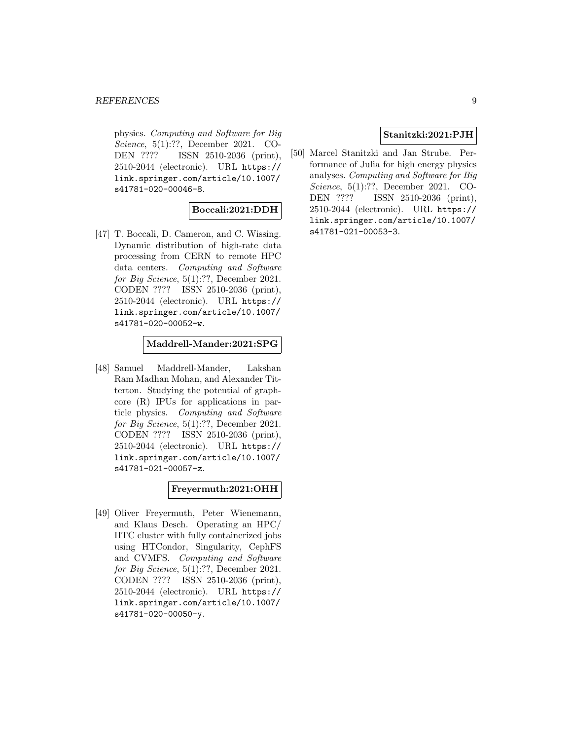physics. *Computing and Software for Big Science*, 5(1):??, December 2021. CODEN ???? ISSN 2510-2036 (print), 2510-2044 (electronic). URL https://link.springer.com/article/10.1007/s41781-020-00046-8.

**Boccali:2021:DDH**

[47] T. Boccali, D. Cameron, and C. Wissing. Dynamic distribution of high-rate data processing from CERN to remote HPC data centers. *Computing and Software for Big Science*, 5(1):??, December 2021. CODEN ???? ISSN 2510-2036 (print), 2510-2044 (electronic). URL https://link.springer.com/article/10.1007/s41781-020-00052-w.

**Maddrell-Mander:2021:SPG**

[48] Samuel Maddrell-Mander, Lakshan Ram Madhan Mohan, and Alexander Titterton. Studying the potential of graphcore (R) IPUs for applications in particle physics. *Computing and Software for Big Science*, 5(1):??, December 2021. CODEN ???? ISSN 2510-2036 (print), 2510-2044 (electronic). URL https://link.springer.com/article/10.1007/s41781-021-00057-z.

**Freyermuth:2021:OHH**

[49] Oliver Freyermuth, Peter Wienemann, and Klaus Desch. Operating an HPC/HTC cluster with fully containerized jobs using HTCondor, Singularity, CephFS and CVMFS. *Computing and Software for Big Science*, 5(1):??, December 2021. CODEN ???? ISSN 2510-2036 (print), 2510-2044 (electronic). URL https://link.springer.com/article/10.1007/s41781-020-00050-y.

**Stanitzki:2021:PJH**

[50] Marcel Stanitzki and Jan Strube. Performance of Julia for high energy physics analyses. *Computing and Software for Big Science*, 5(1):??, December 2021. CODEN ???? ISSN 2510-2036 (print), 2510-2044 (electronic). URL https://link.springer.com/article/10.1007/s41781-021-00053-3.